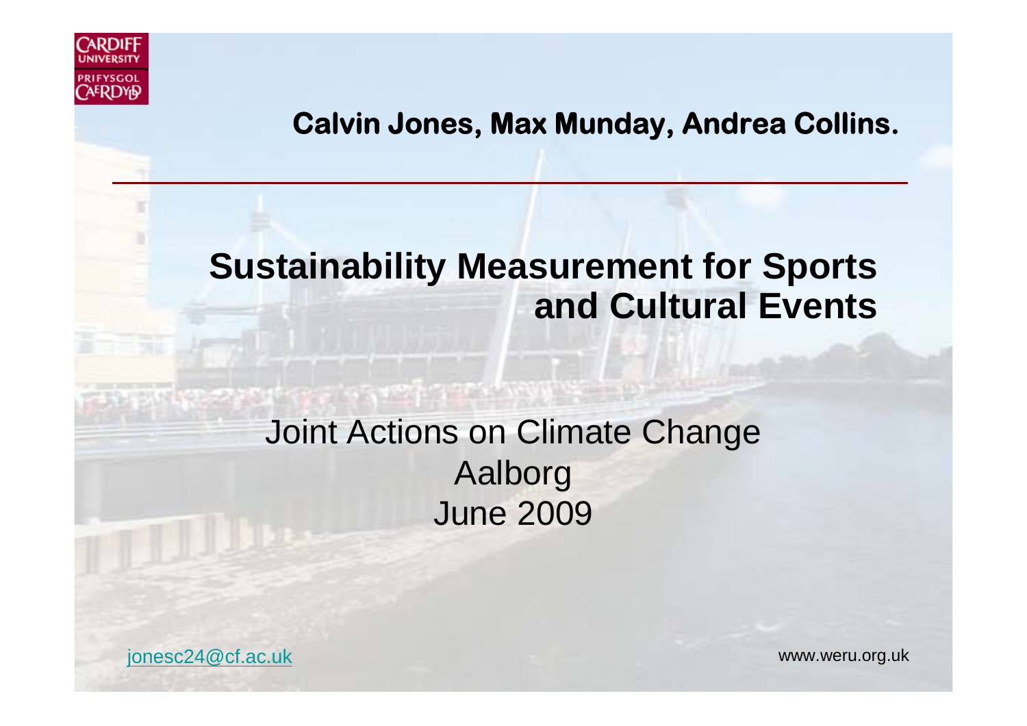CARDIFF UNIVERSITY
PRIFYSGOL CAERDYB

**Calvin Jones, Max Munday, Andrea Collins.**

# Sustainability Measurement for Sports and Cultural Events

Joint Actions on Climate Change
Aalborg
June 2009

jonesc24@cf.ac.uk

www.weru.org.uk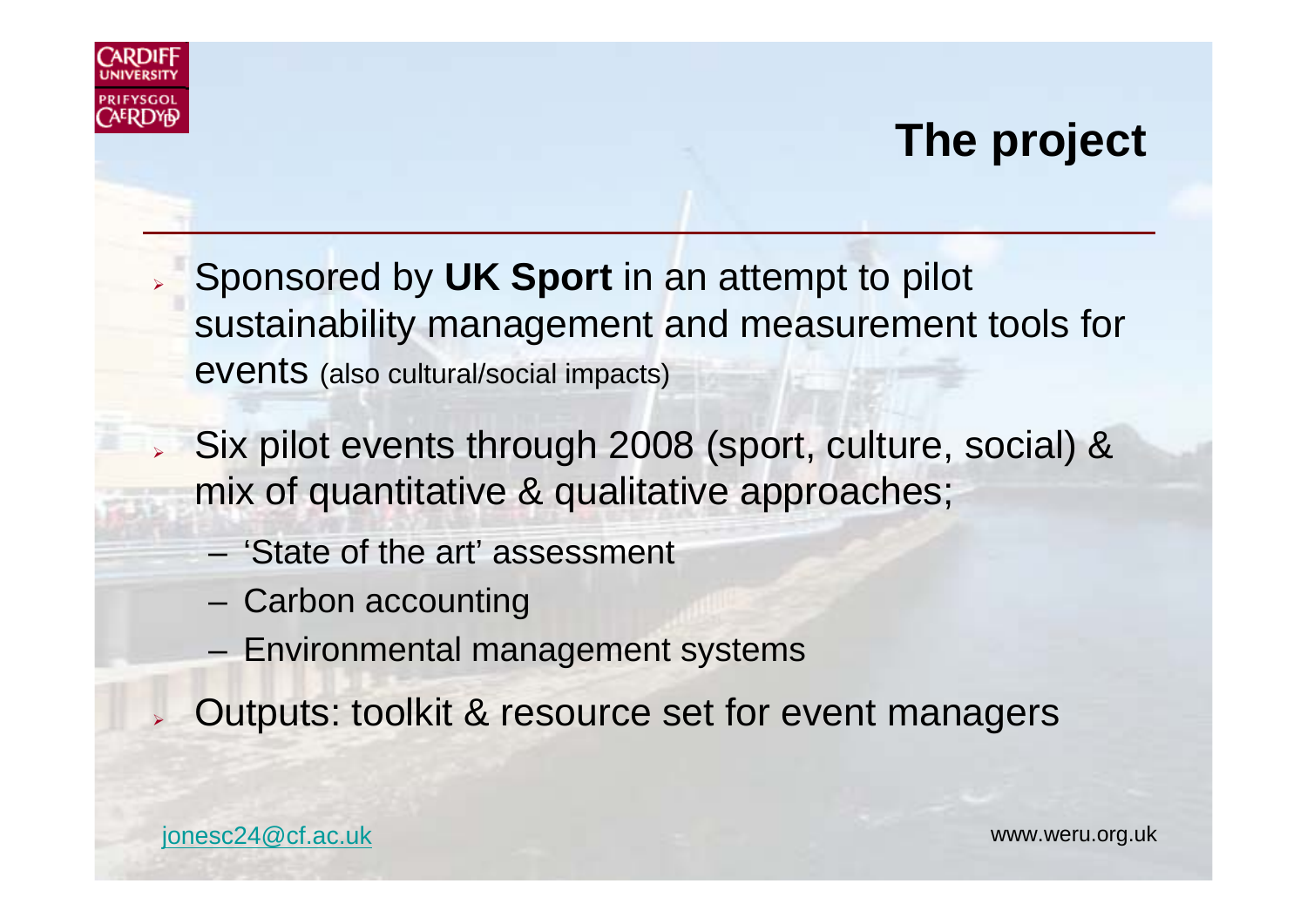# The project

- Sponsored by **UK Sport** in an attempt to pilot sustainability management and measurement tools for events (also cultural/social impacts)
- Six pilot events through 2008 (sport, culture, social) & mix of quantitative & qualitative approaches;
  - 'State of the art' assessment
  - Carbon accounting
  - Environmental management systems
- Outputs: toolkit & resource set for event managers

jonesc24@cf.ac.uk

www.weru.org.uk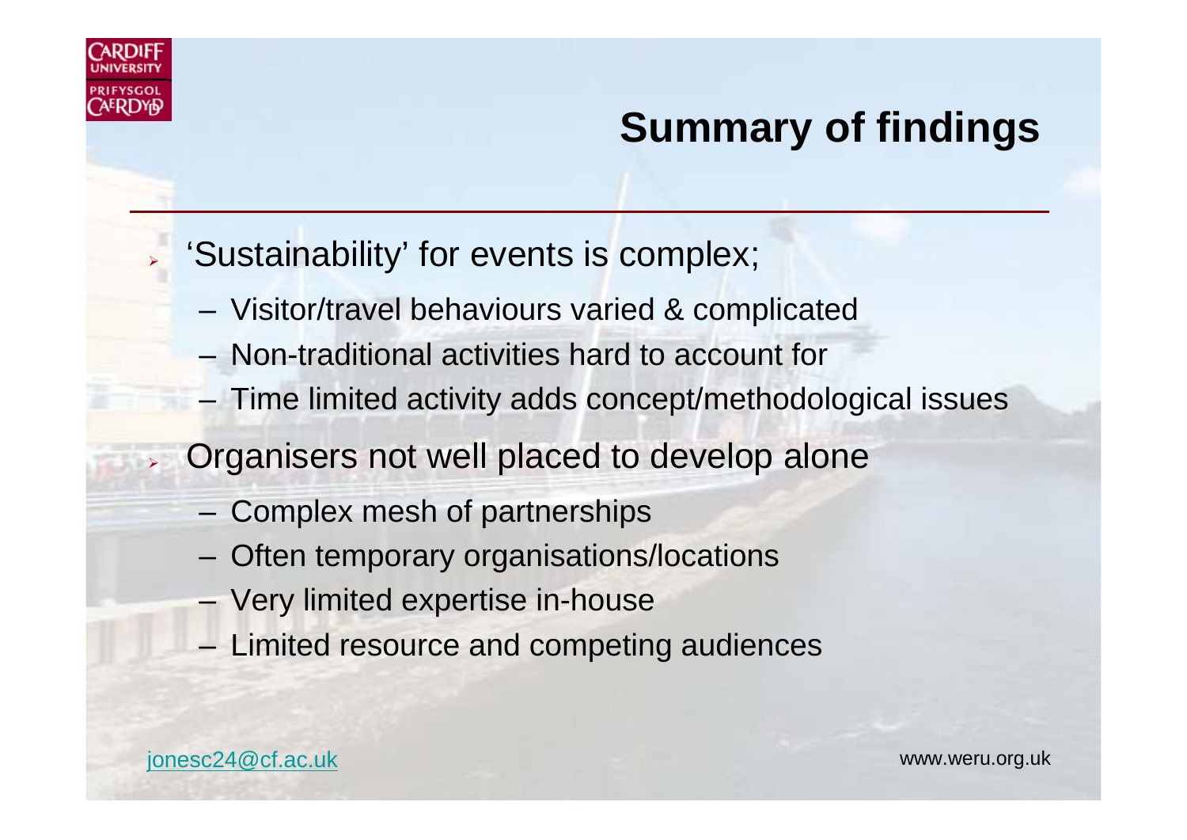# Summary of findings

- 'Sustainability' for events is complex;
  - Visitor/travel behaviours varied & complicated
  - Non-traditional activities hard to account for
  - Time limited activity adds concept/methodological issues
- Organisers not well placed to develop alone
  - Complex mesh of partnerships
  - Often temporary organisations/locations
  - Very limited expertise in-house
  - Limited resource and competing audiences

jonesc24@cf.ac.uk

www.weru.org.uk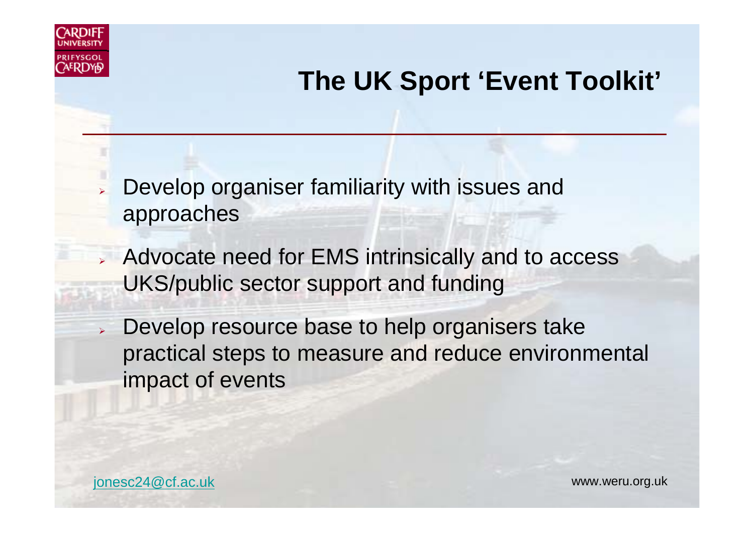# The UK Sport 'Event Toolkit'

- Develop organiser familiarity with issues and approaches
- Advocate need for EMS intrinsically and to access UKS/public sector support and funding
- Develop resource base to help organisers take practical steps to measure and reduce environmental impact of events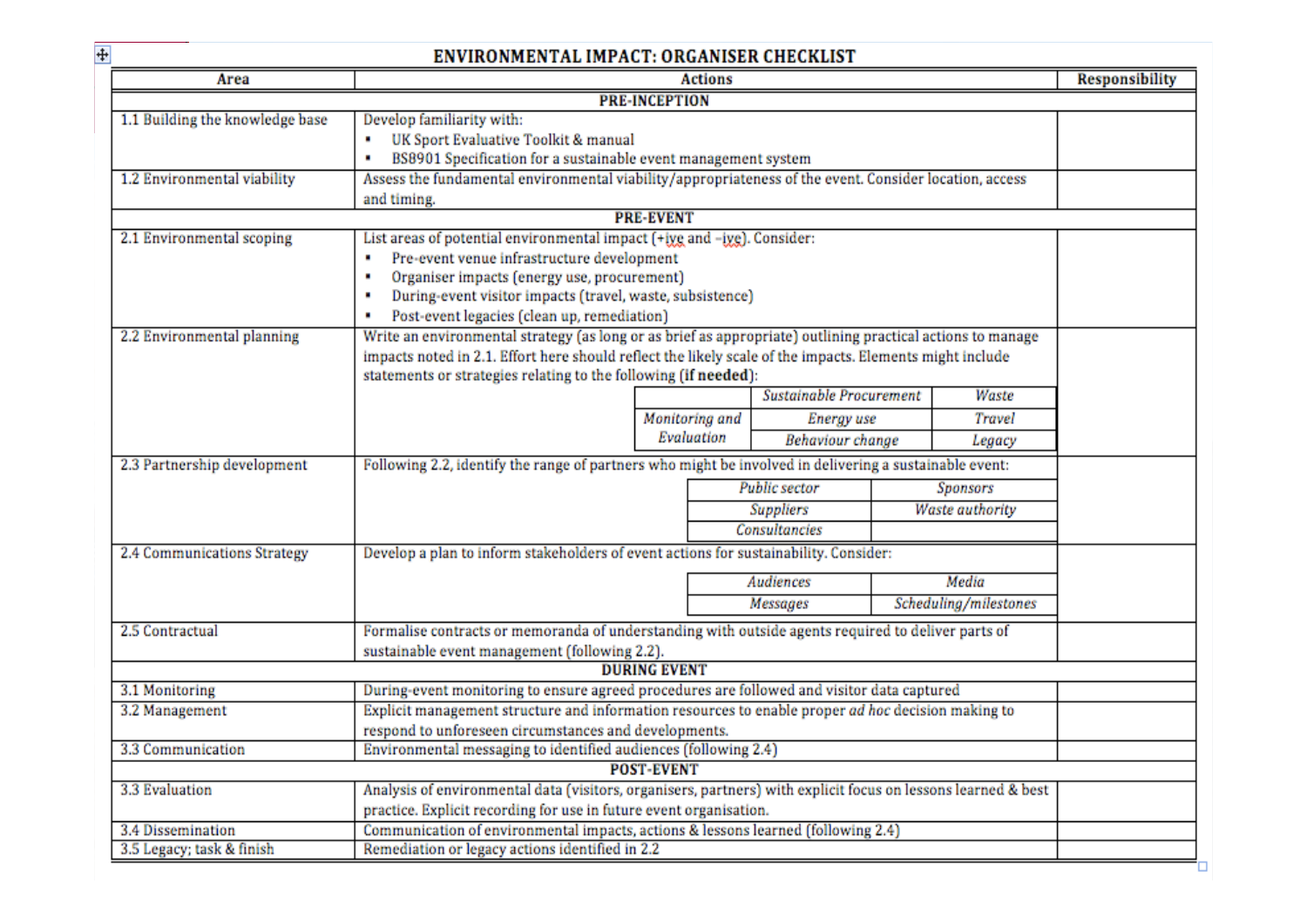## ENVIRONMENTAL IMPACT: ORGANISER CHECKLIST

| Area | Actions | Responsibility |
|---|---|---|
| **PRE-INCEPTION** | | |
| 1.1 Building the knowledge base | Develop familiarity with:<br>▪ UK Sport Evaluative Toolkit & manual<br>▪ BS8901 Specification for a sustainable event management system | |
| 1.2 Environmental viability | Assess the fundamental environmental viability/appropriateness of the event. Consider location, access and timing. | |
| **PRE-EVENT** | | |
| 2.1 Environmental scoping | List areas of potential environmental impact (+ive and –ive). Consider:<br>▪ Pre-event venue infrastructure development<br>▪ Organiser impacts (energy use, procurement)<br>▪ During-event visitor impacts (travel, waste, subsistence)<br>▪ Post-event legacies (clean up, remediation) | |
| 2.2 Environmental planning | Write an environmental strategy (as long or as brief as appropriate) outlining practical actions to manage impacts noted in 2.1. Effort here should reflect the likely scale of the impacts. Elements might include statements or strategies relating to the following (**if needed**):<br>*Sustainable Procurement*; *Waste*; *Monitoring and Evaluation*; *Energy use*; *Travel*; *Behaviour change*; *Legacy* | |
| 2.3 Partnership development | Following 2.2, identify the range of partners who might be involved in delivering a sustainable event:<br>*Public sector*; *Sponsors*; *Suppliers*; *Waste authority*; *Consultancies* | |
| 2.4 Communications Strategy | Develop a plan to inform stakeholders of event actions for sustainability. Consider:<br>*Audiences*; *Media*; *Messages*; *Scheduling/milestones* | |
| 2.5 Contractual | Formalise contracts or memoranda of understanding with outside agents required to deliver parts of sustainable event management (following 2.2). | |
| **DURING EVENT** | | |
| 3.1 Monitoring | During-event monitoring to ensure agreed procedures are followed and visitor data captured | |
| 3.2 Management | Explicit management structure and information resources to enable proper *ad hoc* decision making to respond to unforeseen circumstances and developments. | |
| 3.3 Communication | Environmental messaging to identified audiences (following 2.4) | |
| **POST-EVENT** | | |
| 3.3 Evaluation | Analysis of environmental data (visitors, organisers, partners) with explicit focus on lessons learned & best practice. Explicit recording for use in future event organisation. | |
| 3.4 Dissemination | Communication of environmental impacts, actions & lessons learned (following 2.4) | |
| 3.5 Legacy; task & finish | Remediation or legacy actions identified in 2.2 | |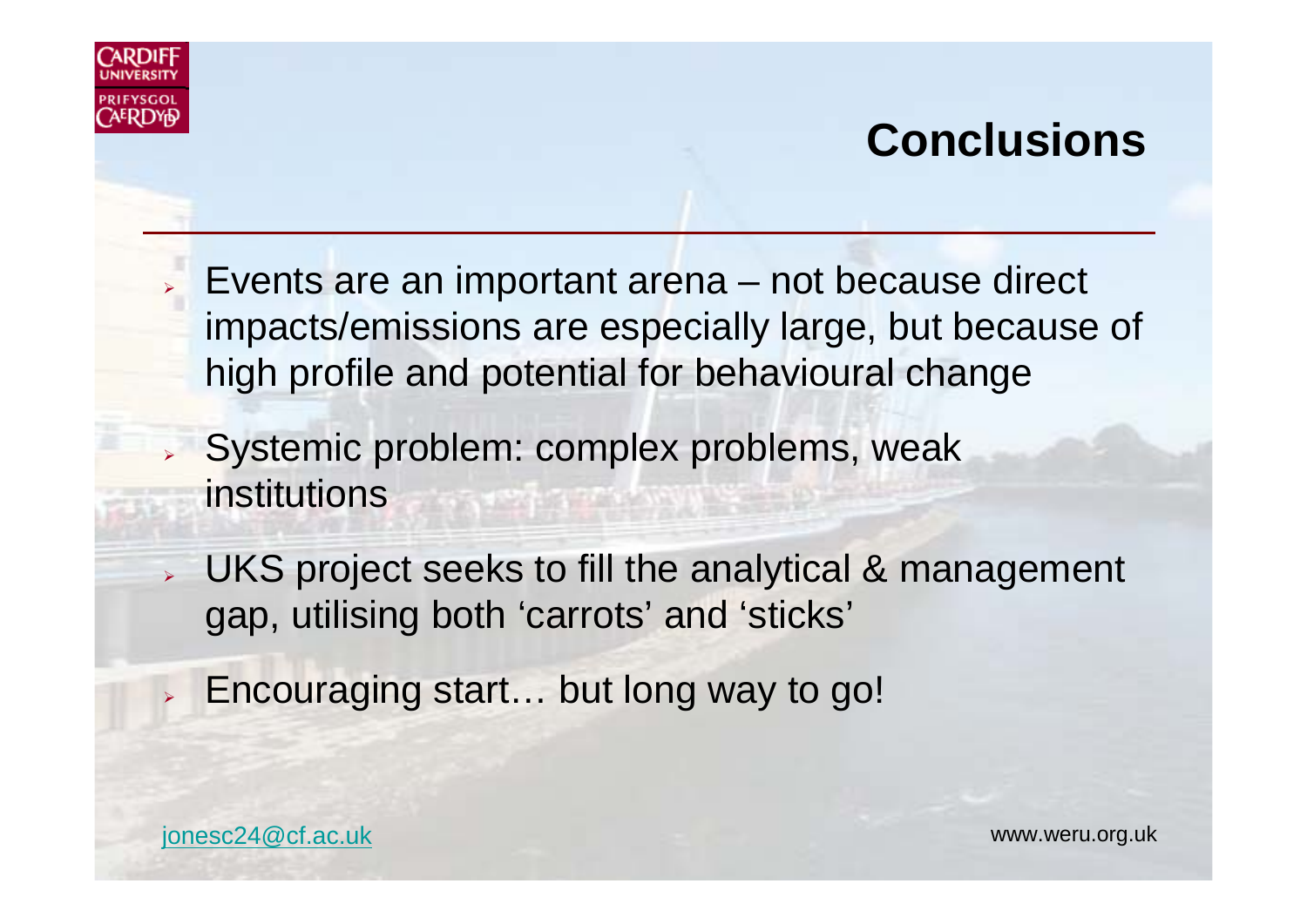# Conclusions

- Events are an important arena – not because direct impacts/emissions are especially large, but because of high profile and potential for behavioural change
- Systemic problem: complex problems, weak institutions
- UKS project seeks to fill the analytical & management gap, utilising both 'carrots' and 'sticks'
- Encouraging start… but long way to go!

jonesc24@cf.ac.uk

www.weru.org.uk